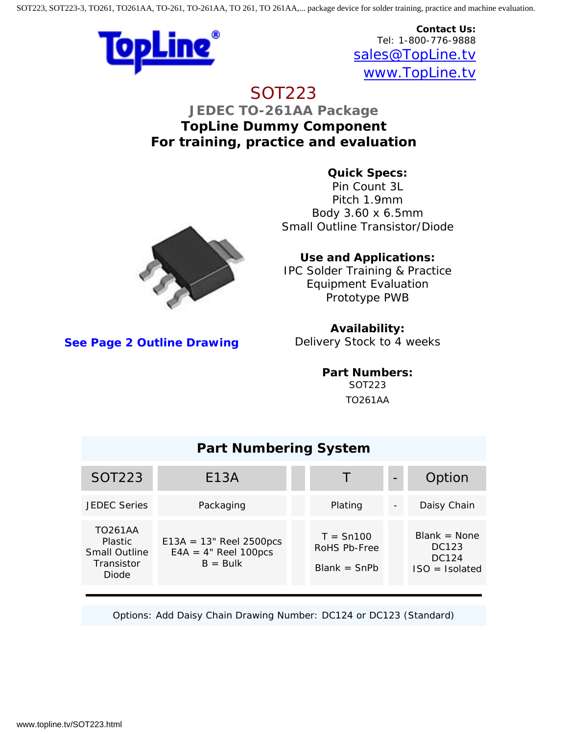SOT223, SOT223-3, TO261, TO261AA, TO-261, TO-261AA, TO 261, TO 261AA,... package device for solder training, practice and machine evaluation.

**Contact Us:**
Tel: 1-800-776-9888
sales@TopLine.tv
www.TopLine.tv

# SOT223

## JEDEC TO-261AA Package

### TopLine Dummy Component
### For training, practice and evaluation

**Quick Specs:**
Pin Count 3L
Pitch 1.9mm
Body 3.60 x 6.5mm
Small Outline Transistor/Diode

**Use and Applications:**
IPC Solder Training & Practice
Equipment Evaluation
Prototype PWB

**See Page 2 Outline Drawing**

**Availability:**
Delivery Stock to 4 weeks

**Part Numbers:**
SOT223
TO261AA

**Part Numbering System**

| SOT223 | E13A | | T | - | Option |
|---|---|---|---|---|---|
| JEDEC Series | Packaging | | Plating | - | Daisy Chain |
| TO261AA Plastic Small Outline Transistor Diode | E13A = 13" Reel 2500pcs<br>E4A = 4" Reel 100pcs<br>B = Bulk | | T = Sn100 RoHS Pb-Free<br>Blank = SnPb | | Blank = None<br>DC123<br>DC124<br>ISO = Isolated |

Options: Add Daisy Chain Drawing Number: DC124 or DC123 (Standard)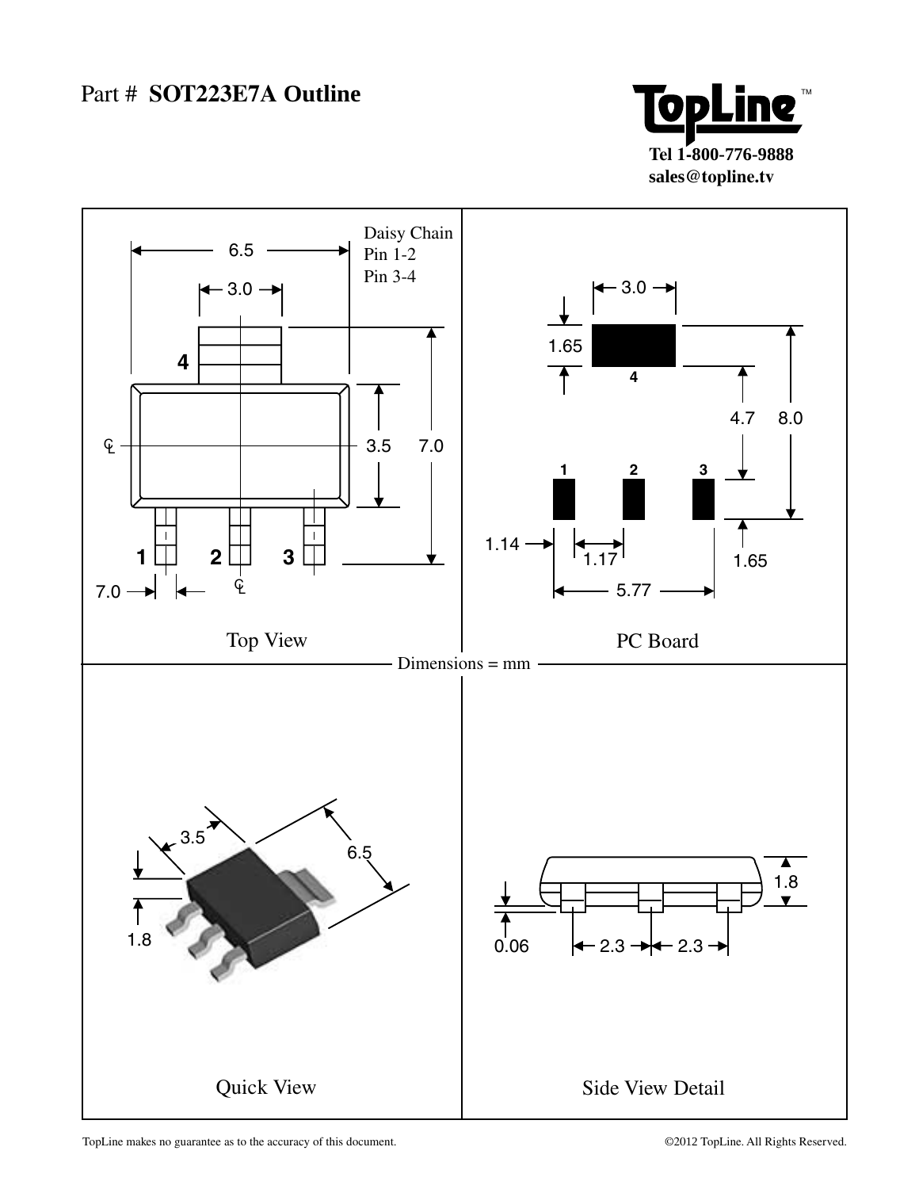# Part # SOT223E7A Outline

**TopLine™**

**Tel 1-800-776-9888**
**sales@topline.tv**

Daisy Chain
Pin 1-2
Pin 3-4

6.5

3.0

4

3.5 7.0

1 2 3

7.0

Top View

3.0

1.65

4

4.7 8.0

1 2 3

1.14

1.17

1.65

5.77

PC Board

Dimensions = mm

3.5

6.5

1.8

Quick View

1.8

0.06 2.3 2.3

Side View Detail

TopLine makes no guarantee as to the accuracy of this document.

©2012 TopLine. All Rights Reserved.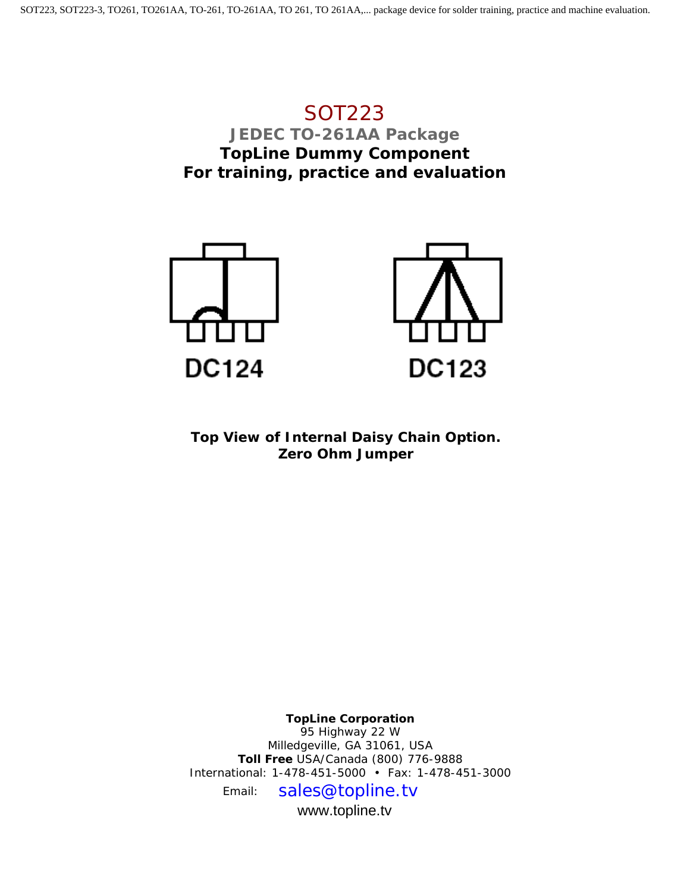# SOT223

## JEDEC TO-261AA Package

**TopLine Dummy Component**
**For training, practice and evaluation**

DC124

DC123

**Top View of Internal Daisy Chain Option.**
**Zero Ohm Jumper**

**TopLine Corporation**
95 Highway 22 W
Milledgeville, GA 31061, USA
**Toll Free** USA/Canada (800) 776-9888
International: 1-478-451-5000 • Fax: 1-478-451-3000
Email: sales@topline.tv
www.topline.tv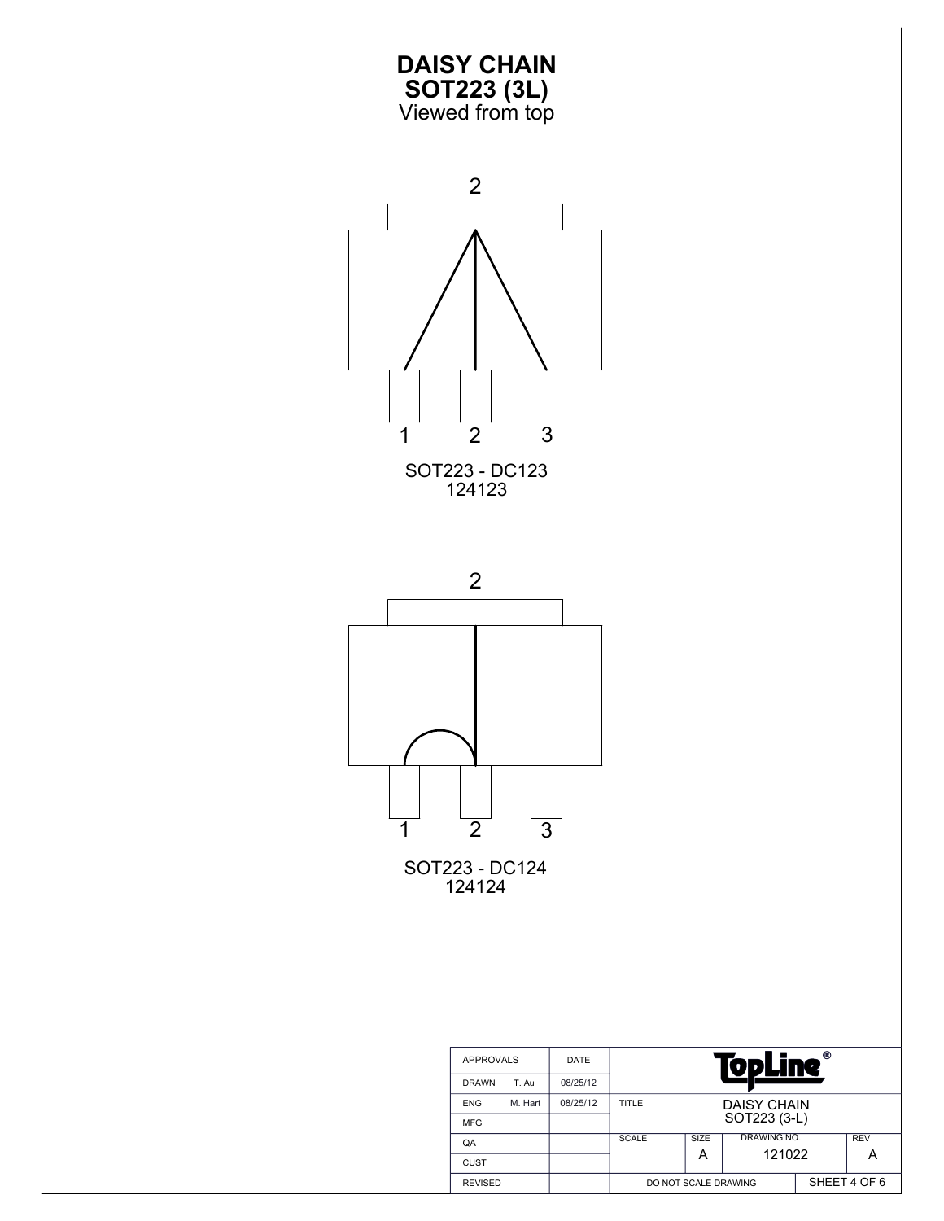# DAISY CHAIN
## SOT223 (3L)
Viewed from top

2

1 2 3

SOT223 - DC123
124123

2

1 2 3

SOT223 - DC124
124124

| APPROVALS | | DATE | TopLine® | | | |
|---|---|---|---|---|---|---|
| DRAWN | T. Au | 08/25/12 | | | | |
| ENG | M. Hart | 08/25/12 | TITLE | DAISY CHAIN SOT223 (3-L) | | |
| MFG | | | | | | |
| QA | | | SCALE | SIZE A | DRAWING NO. 121022 | REV A |
| CUST | | | | | | |
| REVISED | | | DO NOT SCALE DRAWING | | | SHEET 4 OF 6 |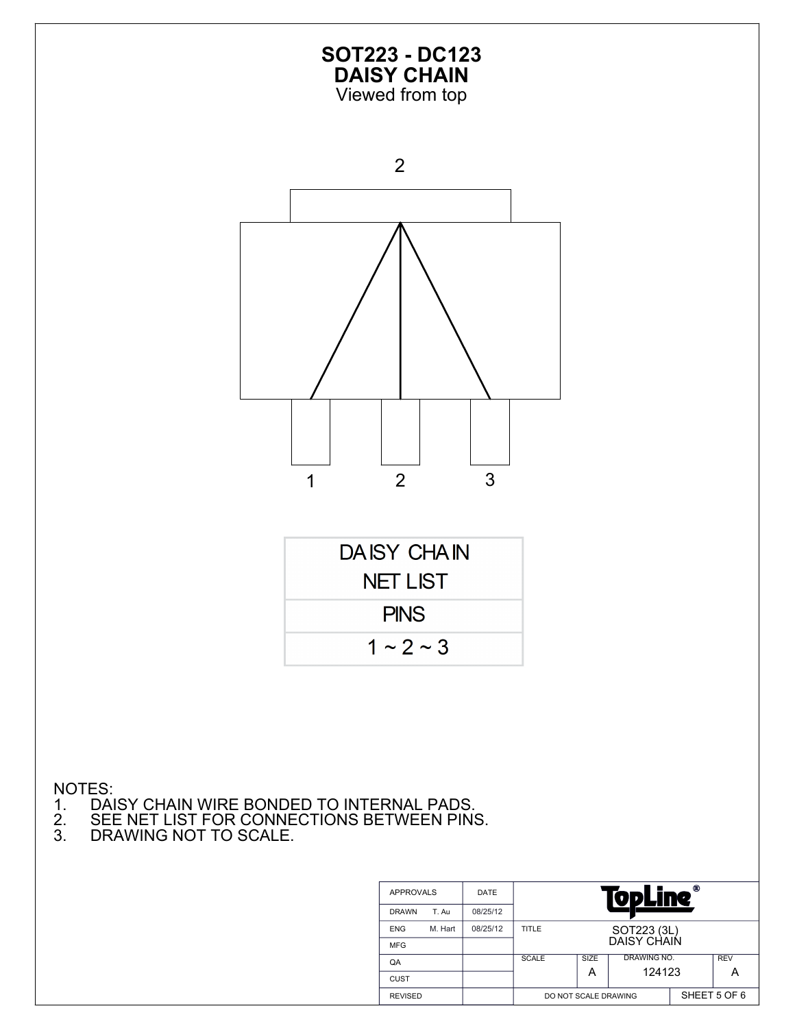# SOT223 - DC123
## DAISY CHAIN
Viewed from top

2

1 2 3

| DAISY CHAIN NET LIST |
|---|
| PINS |
| 1 ~ 2 ~ 3 |

NOTES:
1. DAISY CHAIN WIRE BONDED TO INTERNAL PADS.
2. SEE NET LIST FOR CONNECTIONS BETWEEN PINS.
3. DRAWING NOT TO SCALE.

| APPROVALS | | DATE | TopLine® | | | |
|---|---|---|---|---|---|---|
| DRAWN | T. Au | 08/25/12 | | | | |
| ENG | M. Hart | 08/25/12 | TITLE | SOT223 (3L) DAISY CHAIN | | |
| MFG | | | | | | |
| QA | | | SCALE | SIZE A | DRAWING NO. 124123 | REV A |
| CUST | | | | | | |
| REVISED | | | DO NOT SCALE DRAWING | | SHEET 5 OF 6 | |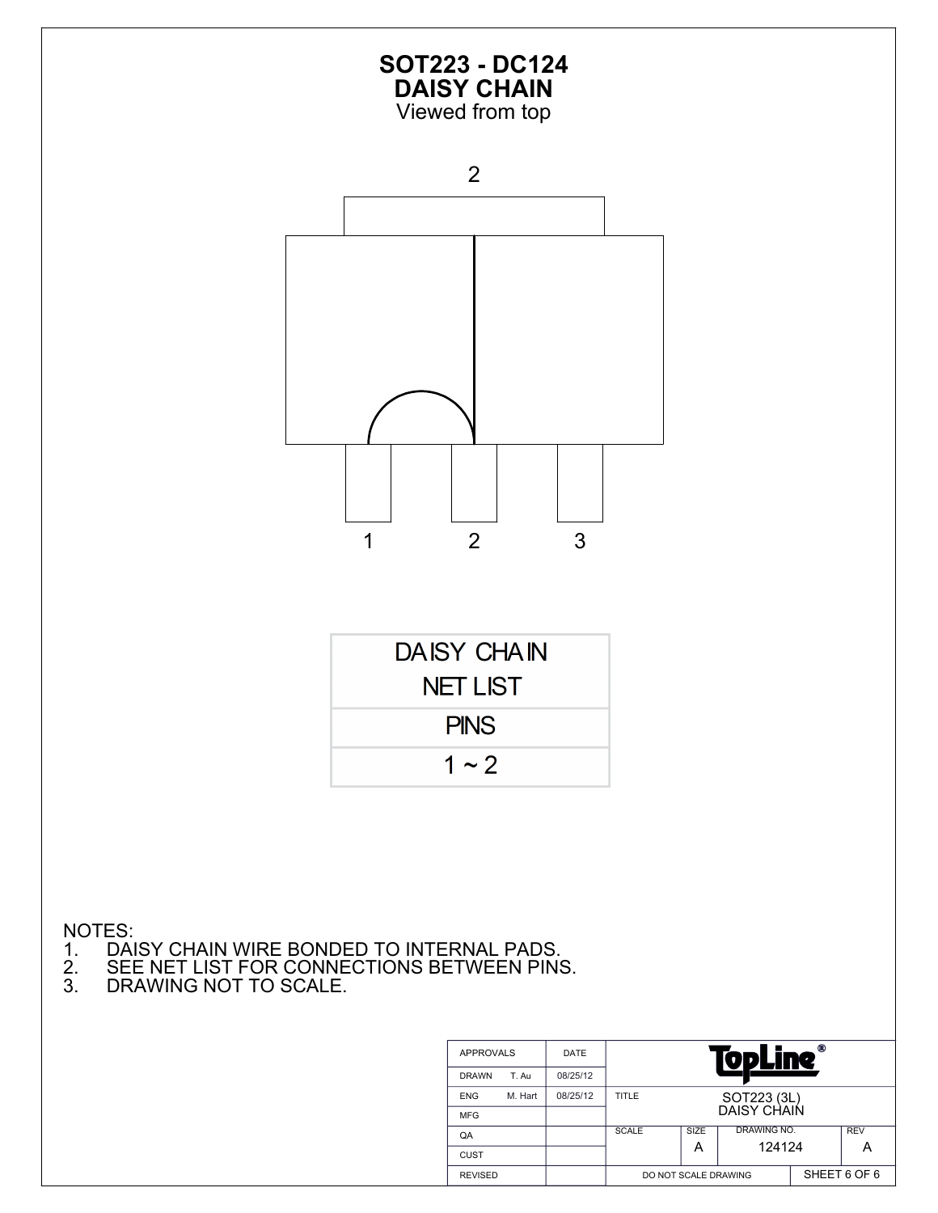# SOT223 - DC124
## DAISY CHAIN
Viewed from top

2

1 2 3

| DAISY CHAIN NET LIST |
|---|
| PINS |
| 1 ~ 2 |

NOTES:
1. DAISY CHAIN WIRE BONDED TO INTERNAL PADS.
2. SEE NET LIST FOR CONNECTIONS BETWEEN PINS.
3. DRAWING NOT TO SCALE.

| APPROVALS | | DATE | TopLine® | | | |
|---|---|---|---|---|---|---|
| DRAWN | T. Au | 08/25/12 | | | | |
| ENG | M. Hart | 08/25/12 | TITLE | SOT223 (3L) DAISY CHAIN | | |
| MFG | | | | | | |
| QA | | | SCALE | SIZE A | DRAWING NO. 124124 | REV A |
| CUST | | | | | | |
| REVISED | | | DO NOT SCALE DRAWING | | SHEET 6 OF 6 | |